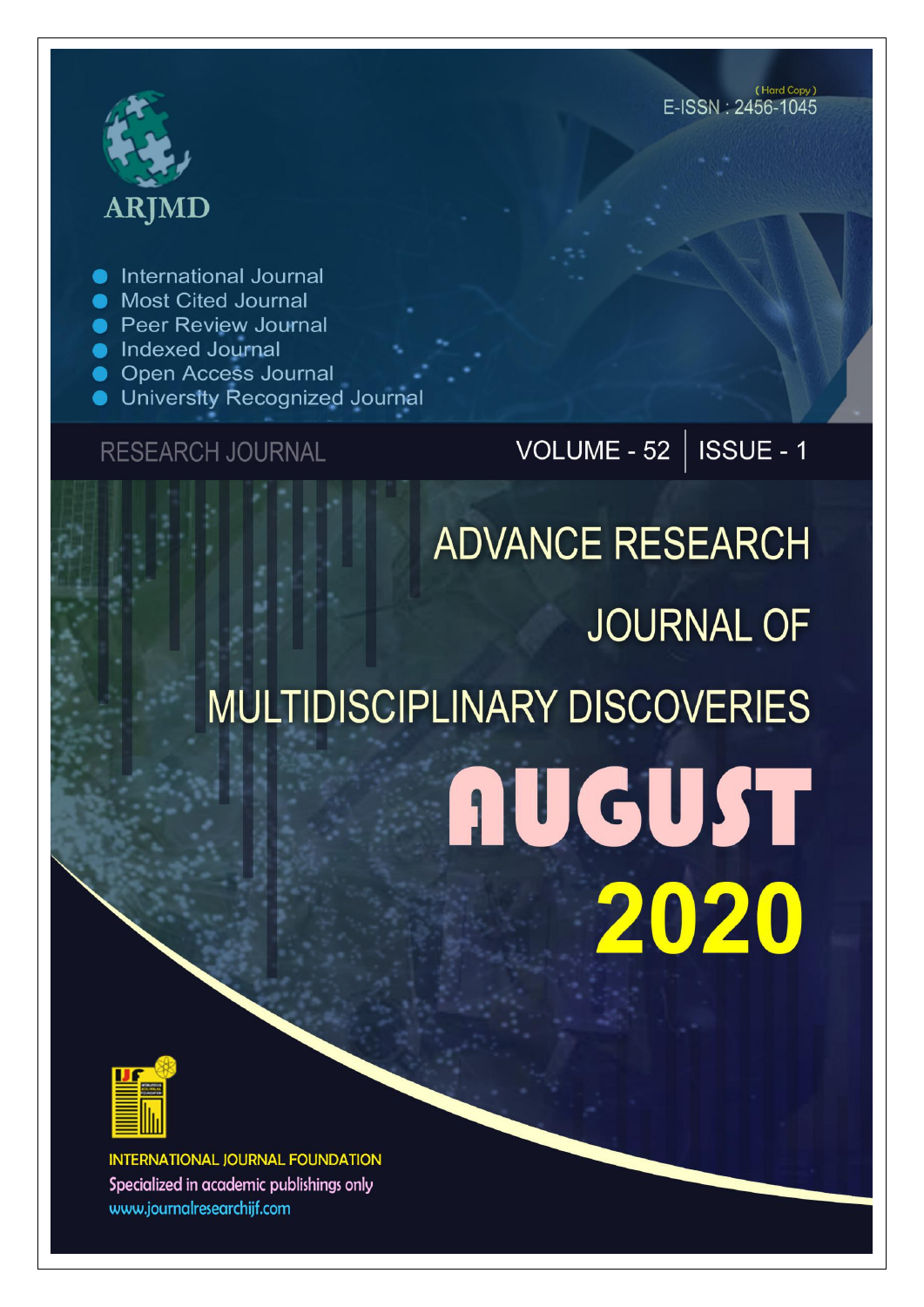ARJMD

(Hard Copy)
E-ISSN : 2456-1045

- International Journal
- Most Cited Journal
- Peer Review Journal
- Indexed Journal
- Open Access Journal
- University Recognized Journal

RESEARCH JOURNAL

VOLUME - 52 | ISSUE - 1

# ADVANCE RESEARCH JOURNAL OF MULTIDISCIPLINARY DISCOVERIES

# AUGUST 2020

INTERNATIONAL JOURNAL FOUNDATION
Specialized in academic publishings only
www.journalresearchijf.com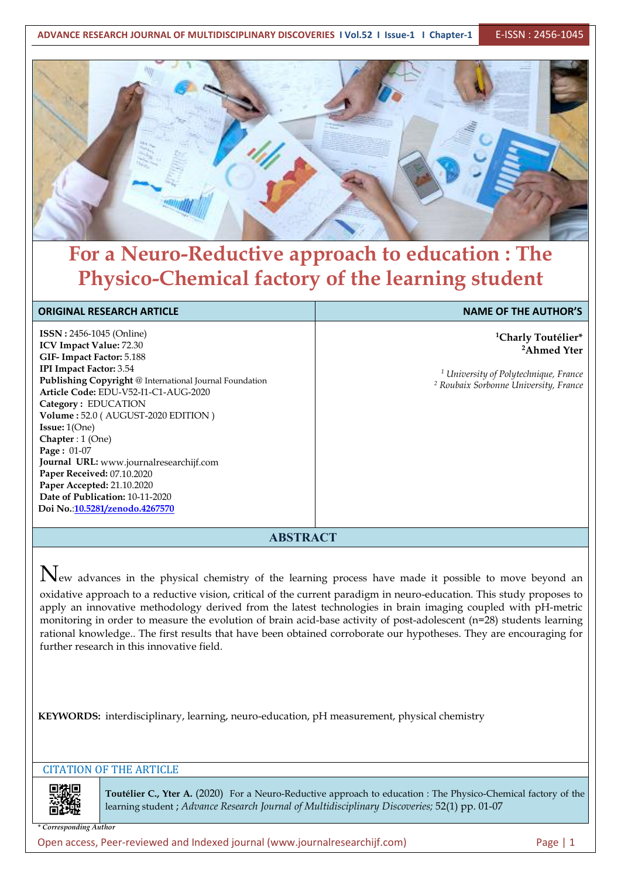# For a Neuro-Reductive approach to education : The Physico-Chemical factory of the learning student

| ORIGINAL RESEARCH ARTICLE | NAME OF THE AUTHOR'S |
|---|---|
| **ISSN :** 2456-1045 (Online)<br>**ICV Impact Value:** 72.30<br>**GIF- Impact Factor:** 5.188<br>**IPI Impact Factor:** 3.54<br>**Publishing Copyright** @ International Journal Foundation<br>**Article Code:** EDU-V52-I1-C1-AUG-2020<br>**Category :** EDUCATION<br>**Volume :** 52.0 ( AUGUST-2020 EDITION )<br>**Issue:** 1(One)<br>**Chapter** : 1 (One)<br>**Page :** 01-07<br>**Journal URL:** www.journalresearchijf.com<br>**Paper Received:** 07.10.2020<br>**Paper Accepted:** 21.10.2020<br>**Date of Publication:** 10-11-2020<br>**Doi No.**:10.5281/zenodo.4267570 | [1]**Charly Toutélier***<br>[2]**Ahmed Yter**<br><br>[1] *University of Polytechnique, France*<br>[2] *Roubaix Sorbonne University, France* |

## ABSTRACT

New advances in the physical chemistry of the learning process have made it possible to move beyond an oxidative approach to a reductive vision, critical of the current paradigm in neuro-education. This study proposes to apply an innovative methodology derived from the latest technologies in brain imaging coupled with pH-metric monitoring in order to measure the evolution of brain acid-base activity of post-adolescent (n=28) students learning rational knowledge.. The first results that have been obtained corroborate our hypotheses. They are encouraging for further research in this innovative field.

**KEYWORDS:** interdisciplinary, learning, neuro-education, pH measurement, physical chemistry

### CITATION OF THE ARTICLE

**Toutélier C., Yter A.** (2020) For a Neuro-Reductive approach to education : The Physico-Chemical factory of the learning student ; *Advance Research Journal of Multidisciplinary Discoveries;* 52(1) pp. 01-07

*\* Corresponding Author*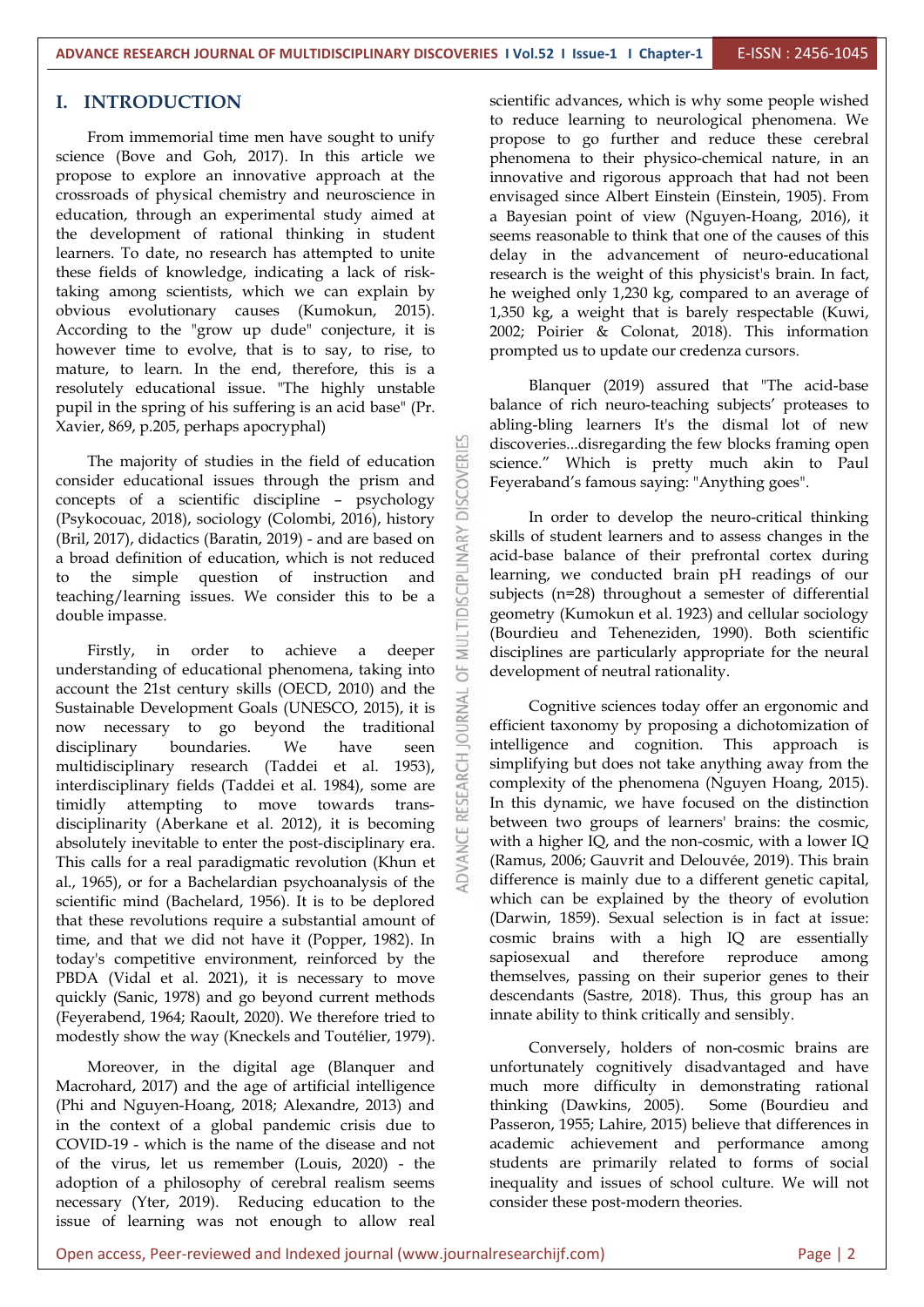# I. INTRODUCTION

From immemorial time men have sought to unify science (Bove and Goh, 2017). In this article we propose to explore an innovative approach at the crossroads of physical chemistry and neuroscience in education, through an experimental study aimed at the development of rational thinking in student learners. To date, no research has attempted to unite these fields of knowledge, indicating a lack of risk-taking among scientists, which we can explain by obvious evolutionary causes (Kumokun, 2015). According to the "grow up dude" conjecture, it is however time to evolve, that is to say, to rise, to mature, to learn. In the end, therefore, this is a resolutely educational issue. "The highly unstable pupil in the spring of his suffering is an acid base" (Pr. Xavier, 869, p.205, perhaps apocryphal)

The majority of studies in the field of education consider educational issues through the prism and concepts of a scientific discipline – psychology (Psykocouac, 2018), sociology (Colombi, 2016), history (Bril, 2017), didactics (Baratin, 2019) - and are based on a broad definition of education, which is not reduced to the simple question of instruction and teaching/learning issues. We consider this to be a double impasse.

Firstly, in order to achieve a deeper understanding of educational phenomena, taking into account the 21st century skills (OECD, 2010) and the Sustainable Development Goals (UNESCO, 2015), it is now necessary to go beyond the traditional disciplinary boundaries. We have seen multidisciplinary research (Taddei et al. 1953), interdisciplinary fields (Taddei et al. 1984), some are timidly attempting to move towards trans-disciplinarity (Aberkane et al. 2012), it is becoming absolutely inevitable to enter the post-disciplinary era. This calls for a real paradigmatic revolution (Khun et al., 1965), or for a Bachelardian psychoanalysis of the scientific mind (Bachelard, 1956). It is to be deplored that these revolutions require a substantial amount of time, and that we did not have it (Popper, 1982). In today's competitive environment, reinforced by the PBDA (Vidal et al. 2021), it is necessary to move quickly (Sanic, 1978) and go beyond current methods (Feyerabend, 1964; Raoult, 2020). We therefore tried to modestly show the way (Kneckels and Toutélier, 1979).

Moreover, in the digital age (Blanquer and Macrohard, 2017) and the age of artificial intelligence (Phi and Nguyen-Hoang, 2018; Alexandre, 2013) and in the context of a global pandemic crisis due to COVID-19 - which is the name of the disease and not of the virus, let us remember (Louis, 2020) - the adoption of a philosophy of cerebral realism seems necessary (Yter, 2019). Reducing education to the issue of learning was not enough to allow real scientific advances, which is why some people wished to reduce learning to neurological phenomena. We propose to go further and reduce these cerebral phenomena to their physico-chemical nature, in an innovative and rigorous approach that had not been envisaged since Albert Einstein (Einstein, 1905). From a Bayesian point of view (Nguyen-Hoang, 2016), it seems reasonable to think that one of the causes of this delay in the advancement of neuro-educational research is the weight of this physicist's brain. In fact, he weighed only 1,230 kg, compared to an average of 1,350 kg, a weight that is barely respectable (Kuwi, 2002; Poirier & Colonat, 2018). This information prompted us to update our credenza cursors.

Blanquer (2019) assured that "The acid-base balance of rich neuro-teaching subjects' proteases to abling-bling learners It's the dismal lot of new discoveries...disregarding the few blocks framing open science." Which is pretty much akin to Paul Feyeraband's famous saying: "Anything goes".

In order to develop the neuro-critical thinking skills of student learners and to assess changes in the acid-base balance of their prefrontal cortex during learning, we conducted brain pH readings of our subjects (n=28) throughout a semester of differential geometry (Kumokun et al. 1923) and cellular sociology (Bourdieu and Teheneziden, 1990). Both scientific disciplines are particularly appropriate for the neural development of neutral rationality.

Cognitive sciences today offer an ergonomic and efficient taxonomy by proposing a dichotomization of intelligence and cognition. This approach is simplifying but does not take anything away from the complexity of the phenomena (Nguyen Hoang, 2015). In this dynamic, we have focused on the distinction between two groups of learners' brains: the cosmic, with a higher IQ, and the non-cosmic, with a lower IQ (Ramus, 2006; Gauvrit and Delouvée, 2019). This brain difference is mainly due to a different genetic capital, which can be explained by the theory of evolution (Darwin, 1859). Sexual selection is in fact at issue: cosmic brains with a high IQ are essentially sapiosexual and therefore reproduce among themselves, passing on their superior genes to their descendants (Sastre, 2018). Thus, this group has an innate ability to think critically and sensibly.

Conversely, holders of non-cosmic brains are unfortunately cognitively disadvantaged and have much more difficulty in demonstrating rational thinking (Dawkins, 2005). Some (Bourdieu and Passeron, 1955; Lahire, 2015) believe that differences in academic achievement and performance among students are primarily related to forms of social inequality and issues of school culture. We will not consider these post-modern theories.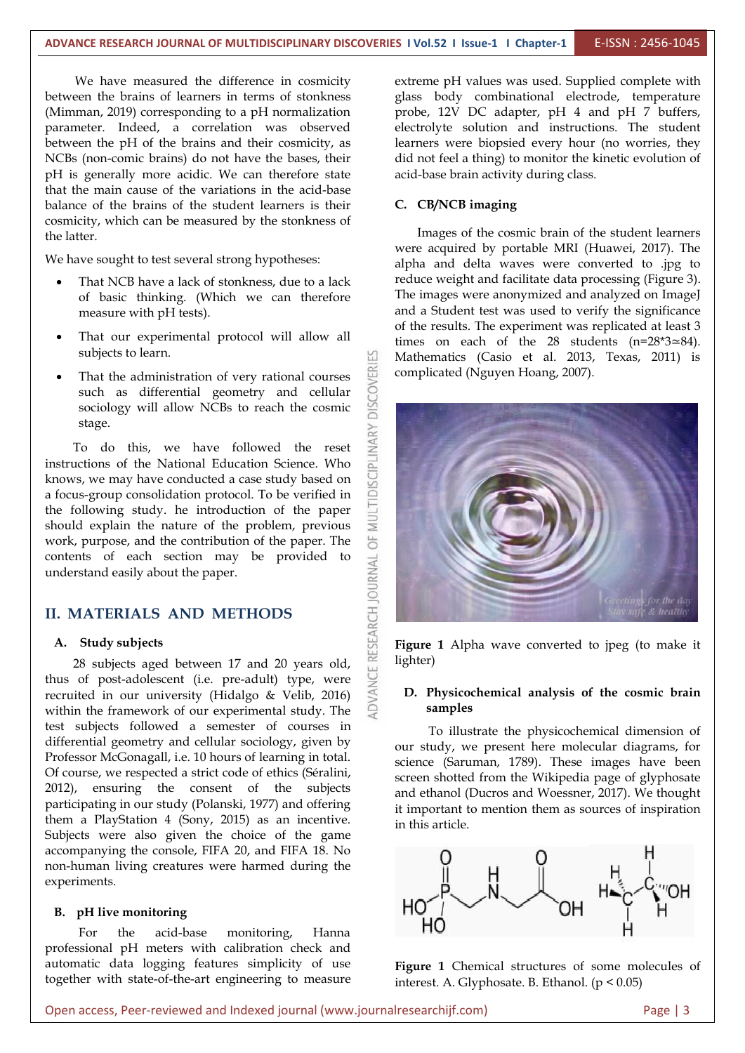We have measured the difference in cosmicity between the brains of learners in terms of stonkness (Mimman, 2019) corresponding to a pH normalization parameter. Indeed, a correlation was observed between the pH of the brains and their cosmicity, as NCBs (non-comic brains) do not have the bases, their pH is generally more acidic. We can therefore state that the main cause of the variations in the acid-base balance of the brains of the student learners is their cosmicity, which can be measured by the stonkness of the latter.

We have sought to test several strong hypotheses:

- That NCB have a lack of stonkness, due to a lack of basic thinking. (Which we can therefore measure with pH tests).
- That our experimental protocol will allow all subjects to learn.
- That the administration of very rational courses such as differential geometry and cellular sociology will allow NCBs to reach the cosmic stage.

To do this, we have followed the reset instructions of the National Education Science. Who knows, we may have conducted a case study based on a focus-group consolidation protocol. To be verified in the following study. he introduction of the paper should explain the nature of the problem, previous work, purpose, and the contribution of the paper. The contents of each section may be provided to understand easily about the paper.

## II. MATERIALS AND METHODS

### A. Study subjects

28 subjects aged between 17 and 20 years old, thus of post-adolescent (i.e. pre-adult) type, were recruited in our university (Hidalgo & Velib, 2016) within the framework of our experimental study. The test subjects followed a semester of courses in differential geometry and cellular sociology, given by Professor McGonagall, i.e. 10 hours of learning in total. Of course, we respected a strict code of ethics (Séralini, 2012), ensuring the consent of the subjects participating in our study (Polanski, 1977) and offering them a PlayStation 4 (Sony, 2015) as an incentive. Subjects were also given the choice of the game accompanying the console, FIFA 20, and FIFA 18. No non-human living creatures were harmed during the experiments.

### B. pH live monitoring

For the acid-base monitoring, Hanna professional pH meters with calibration check and automatic data logging features simplicity of use together with state-of-the-art engineering to measure extreme pH values was used. Supplied complete with glass body combinational electrode, temperature probe, 12V DC adapter, pH 4 and pH 7 buffers, electrolyte solution and instructions. The student learners were biopsied every hour (no worries, they did not feel a thing) to monitor the kinetic evolution of acid-base brain activity during class.

### C. CB/NCB imaging

Images of the cosmic brain of the student learners were acquired by portable MRI (Huawei, 2017). The alpha and delta waves were converted to .jpg to reduce weight and facilitate data processing (Figure 3). The images were anonymized and analyzed on ImageJ and a Student test was used to verify the significance of the results. The experiment was replicated at least 3 times on each of the 28 students ($n=28*3\simeq84$). Mathematics (Casio et al. 2013, Texas, 2011) is complicated (Nguyen Hoang, 2007).

**Figure 1** Alpha wave converted to jpeg (to make it lighter)

### D. Physicochemical analysis of the cosmic brain samples

To illustrate the physicochemical dimension of our study, we present here molecular diagrams, for science (Saruman, 1789). These images have been screen shotted from the Wikipedia page of glyphosate and ethanol (Ducros and Woessner, 2017). We thought it important to mention them as sources of inspiration in this article.

**Figure 1** Chemical structures of some molecules of interest. A. Glyphosate. B. Ethanol. ($p < 0.05$)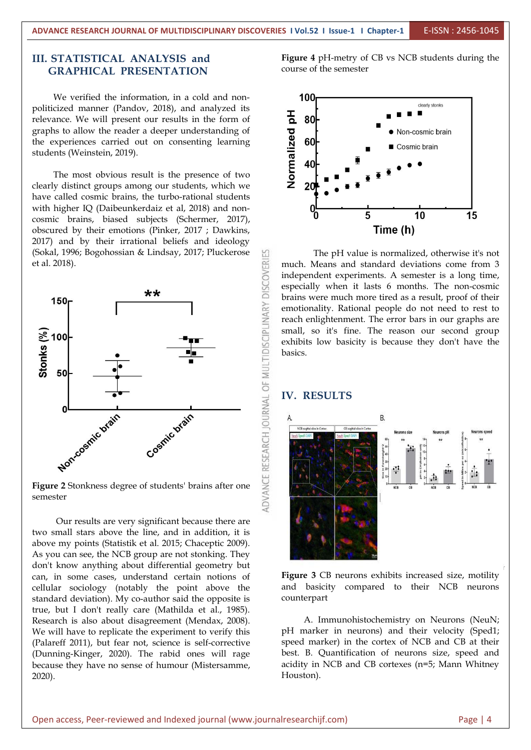## III. STATISTICAL ANALYSIS and GRAPHICAL PRESENTATION

We verified the information, in a cold and non-politicized manner (Pandov, 2018), and analyzed its relevance. We will present our results in the form of graphs to allow the reader a deeper understanding of the experiences carried out on consenting learning students (Weinstein, 2019).

The most obvious result is the presence of two clearly distinct groups among our students, which we have called cosmic brains, the turbo-rational students with higher IQ (Daibeunkerdaiz et al, 2018) and non-cosmic brains, biased subjects (Schermer, 2017), obscured by their emotions (Pinker, 2017 ; Dawkins, 2017) and by their irrational beliefs and ideology (Sokal, 1996; Bogohossian & Lindsay, 2017; Pluckerose et al. 2018).

**Figure 2** Stonkness degree of students' brains after one semester

Our results are very significant because there are two small stars above the line, and in addition, it is above my points (Statistik et al. 2015; Chaceptic 2009). As you can see, the NCB group are not stonking. They don't know anything about differential geometry but can, in some cases, understand certain notions of cellular sociology (notably the point above the standard deviation). My co-author said the opposite is true, but I don't really care (Mathilda et al., 1985). Research is also about disagreement (Mendax, 2008). We will have to replicate the experiment to verify this (Palareff 2011), but fear not, science is self-corrective (Dunning-Kinger, 2020). The rabid ones will rage because they have no sense of humour (Mistersamme, 2020).

**Figure 4** pH-metry of CB vs NCB students during the course of the semester

The pH value is normalized, otherwise it's not much. Means and standard deviations come from 3 independent experiments. A semester is a long time, especially when it lasts 6 months. The non-cosmic brains were much more tired as a result, proof of their emotionality. Rational people do not need to rest to reach enlightenment. The error bars in our graphs are small, so it's fine. The reason our second group exhibits low basicity is because they don't have the basics.

## IV. RESULTS

**Figure 3** CB neurons exhibits increased size, motility and basicity compared to their NCB neurons counterpart

A. Immunohistochemistry on Neurons (NeuN; pH marker in neurons) and their velocity (Sped1; speed marker) in the cortex of NCB and CB at their best. B. Quantification of neurons size, speed and acidity in NCB and CB cortexes (n=5; Mann Whitney Houston).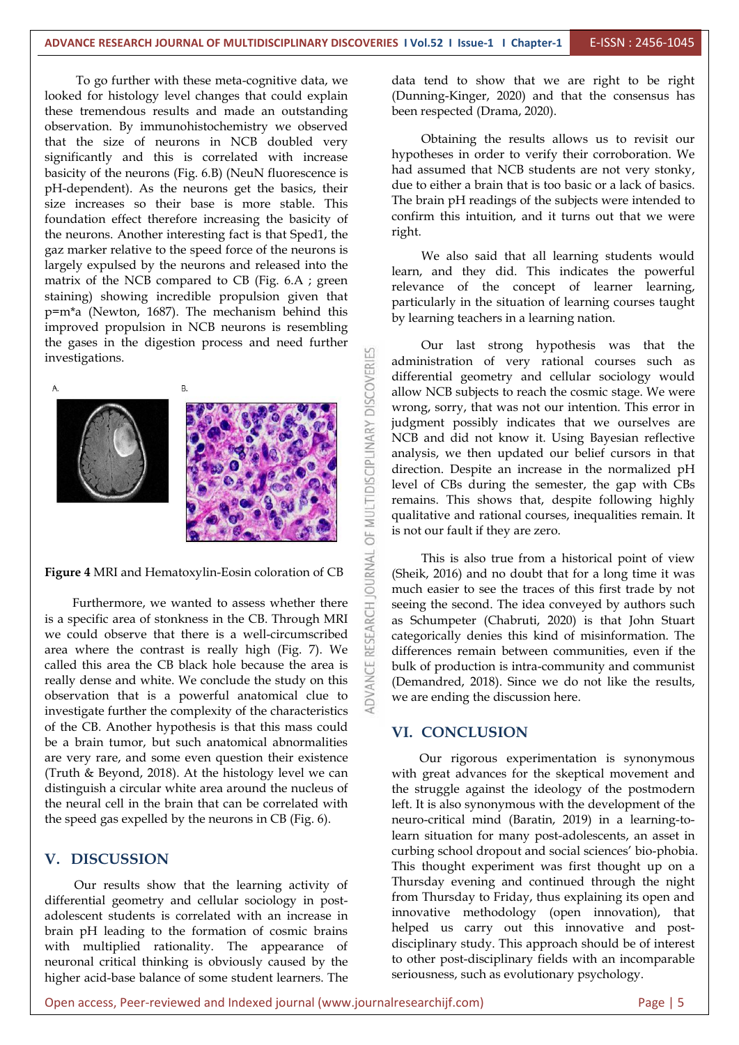To go further with these meta-cognitive data, we looked for histology level changes that could explain these tremendous results and made an outstanding observation. By immunohistochemistry we observed that the size of neurons in NCB doubled very significantly and this is correlated with increase basicity of the neurons (Fig. 6.B) (NeuN fluorescence is pH-dependent). As the neurons get the basics, their size increases so their base is more stable. This foundation effect therefore increasing the basicity of the neurons. Another interesting fact is that Sped1, the gaz marker relative to the speed force of the neurons is largely expulsed by the neurons and released into the matrix of the NCB compared to CB (Fig. 6.A ; green staining) showing incredible propulsion given that p=m*a (Newton, 1687). The mechanism behind this improved propulsion in NCB neurons is resembling the gases in the digestion process and need further investigations.

**Figure 4** MRI and Hematoxylin-Eosin coloration of CB

Furthermore, we wanted to assess whether there is a specific area of stonkness in the CB. Through MRI we could observe that there is a well-circumscribed area where the contrast is really high (Fig. 7). We called this area the CB black hole because the area is really dense and white. We conclude the study on this observation that is a powerful anatomical clue to investigate further the complexity of the characteristics of the CB. Another hypothesis is that this mass could be a brain tumor, but such anatomical abnormalities are very rare, and some even question their existence (Truth & Beyond, 2018). At the histology level we can distinguish a circular white area around the nucleus of the neural cell in the brain that can be correlated with the speed gas expelled by the neurons in CB (Fig. 6).

## V. DISCUSSION

Our results show that the learning activity of differential geometry and cellular sociology in post-adolescent students is correlated with an increase in brain pH leading to the formation of cosmic brains with multiplied rationality. The appearance of neuronal critical thinking is obviously caused by the higher acid-base balance of some student learners. The data tend to show that we are right to be right (Dunning-Kinger, 2020) and that the consensus has been respected (Drama, 2020).

Obtaining the results allows us to revisit our hypotheses in order to verify their corroboration. We had assumed that NCB students are not very stonky, due to either a brain that is too basic or a lack of basics. The brain pH readings of the subjects were intended to confirm this intuition, and it turns out that we were right.

We also said that all learning students would learn, and they did. This indicates the powerful relevance of the concept of learner learning, particularly in the situation of learning courses taught by learning teachers in a learning nation.

Our last strong hypothesis was that the administration of very rational courses such as differential geometry and cellular sociology would allow NCB subjects to reach the cosmic stage. We were wrong, sorry, that was not our intention. This error in judgment possibly indicates that we ourselves are NCB and did not know it. Using Bayesian reflective analysis, we then updated our belief cursors in that direction. Despite an increase in the normalized pH level of CBs during the semester, the gap with CBs remains. This shows that, despite following highly qualitative and rational courses, inequalities remain. It is not our fault if they are zero.

This is also true from a historical point of view (Sheik, 2016) and no doubt that for a long time it was much easier to see the traces of this first trade by not seeing the second. The idea conveyed by authors such as Schumpeter (Chabruti, 2020) is that John Stuart categorically denies this kind of misinformation. The differences remain between communities, even if the bulk of production is intra-community and communist (Demandred, 2018). Since we do not like the results, we are ending the discussion here.

## VI. CONCLUSION

Our rigorous experimentation is synonymous with great advances for the skeptical movement and the struggle against the ideology of the postmodern left. It is also synonymous with the development of the neuro-critical mind (Baratin, 2019) in a learning-to-learn situation for many post-adolescents, an asset in curbing school dropout and social sciences' bio-phobia. This thought experiment was first thought up on a Thursday evening and continued through the night from Thursday to Friday, thus explaining its open and innovative methodology (open innovation), that helped us carry out this innovative and post-disciplinary study. This approach should be of interest to other post-disciplinary fields with an incomparable seriousness, such as evolutionary psychology.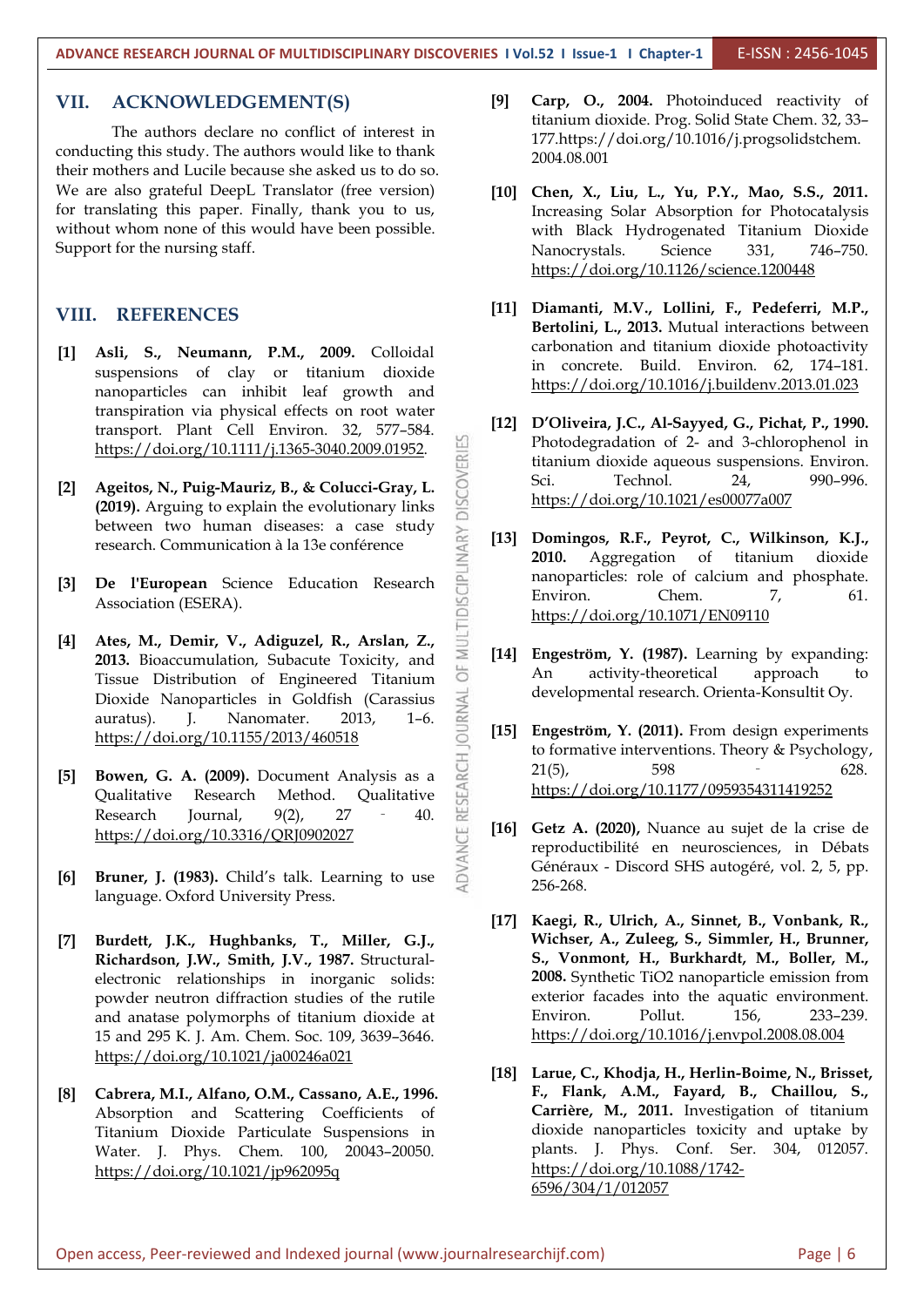## VII. ACKNOWLEDGEMENT(S)

The authors declare no conflict of interest in conducting this study. The authors would like to thank their mothers and Lucile because she asked us to do so. We are also grateful DeepL Translator (free version) for translating this paper. Finally, thank you to us, without whom none of this would have been possible. Support for the nursing staff.

## VIII. REFERENCES

**[1]** **Asli, S., Neumann, P.M., 2009.** Colloidal suspensions of clay or titanium dioxide nanoparticles can inhibit leaf growth and transpiration via physical effects on root water transport. Plant Cell Environ. 32, 577–584. https://doi.org/10.1111/j.1365-3040.2009.01952.

**[2]** **Ageitos, N., Puig-Mauriz, B., & Colucci-Gray, L. (2019).** Arguing to explain the evolutionary links between two human diseases: a case study research. Communication à la 13e conférence

**[3]** **De l'European** Science Education Research Association (ESERA).

**[4]** **Ates, M., Demir, V., Adiguzel, R., Arslan, Z., 2013.** Bioaccumulation, Subacute Toxicity, and Tissue Distribution of Engineered Titanium Dioxide Nanoparticles in Goldfish (Carassius auratus). J. Nanomater. 2013, 1–6. https://doi.org/10.1155/2013/460518

**[5]** **Bowen, G. A. (2009).** Document Analysis as a Qualitative Research Method. Qualitative Research Journal, 9(2), 27 - 40. https://doi.org/10.3316/QRJ0902027

**[6]** **Bruner, J. (1983).** Child's talk. Learning to use language. Oxford University Press.

**[7]** **Burdett, J.K., Hughbanks, T., Miller, G.J., Richardson, J.W., Smith, J.V., 1987.** Structural-electronic relationships in inorganic solids: powder neutron diffraction studies of the rutile and anatase polymorphs of titanium dioxide at 15 and 295 K. J. Am. Chem. Soc. 109, 3639–3646. https://doi.org/10.1021/ja00246a021

**[8]** **Cabrera, M.I., Alfano, O.M., Cassano, A.E., 1996.** Absorption and Scattering Coefficients of Titanium Dioxide Particulate Suspensions in Water. J. Phys. Chem. 100, 20043–20050. https://doi.org/10.1021/jp962095q

**[9]** **Carp, O., 2004.** Photoinduced reactivity of titanium dioxide. Prog. Solid State Chem. 32, 33–177.https://doi.org/10.1016/j.progsolidstchem.2004.08.001

**[10]** **Chen, X., Liu, L., Yu, P.Y., Mao, S.S., 2011.** Increasing Solar Absorption for Photocatalysis with Black Hydrogenated Titanium Dioxide Nanocrystals. Science 331, 746–750. https://doi.org/10.1126/science.1200448

**[11]** **Diamanti, M.V., Lollini, F., Pedeferri, M.P., Bertolini, L., 2013.** Mutual interactions between carbonation and titanium dioxide photoactivity in concrete. Build. Environ. 62, 174–181. https://doi.org/10.1016/j.buildenv.2013.01.023

**[12]** **D'Oliveira, J.C., Al-Sayyed, G., Pichat, P., 1990.** Photodegradation of 2- and 3-chlorophenol in titanium dioxide aqueous suspensions. Environ. Sci. Technol. 24, 990–996. https://doi.org/10.1021/es00077a007

**[13]** **Domingos, R.F., Peyrot, C., Wilkinson, K.J., 2010.** Aggregation of titanium dioxide nanoparticles: role of calcium and phosphate. Environ. Chem. 7, 61. https://doi.org/10.1071/EN09110

**[14]** **Engeström, Y. (1987).** Learning by expanding: An activity-theoretical approach to developmental research. Orienta-Konsultit Oy.

**[15]** **Engeström, Y. (2011).** From design experiments to formative interventions. Theory & Psychology, 21(5), 598 - 628. https://doi.org/10.1177/0959354311419252

**[16]** **Getz A. (2020),** Nuance au sujet de la crise de reproductibilité en neurosciences, in Débats Généraux - Discord SHS autogéré, vol. 2, 5, pp. 256-268.

**[17]** **Kaegi, R., Ulrich, A., Sinnet, B., Vonbank, R., Wichser, A., Zuleeg, S., Simmler, H., Brunner, S., Vonmont, H., Burkhardt, M., Boller, M., 2008.** Synthetic $TiO_2$ nanoparticle emission from exterior facades into the aquatic environment. Environ. Pollut. 156, 233–239. https://doi.org/10.1016/j.envpol.2008.08.004

**[18]** **Larue, C., Khodja, H., Herlin-Boime, N., Brisset, F., Flank, A.M., Fayard, B., Chaillou, S., Carrière, M., 2011.** Investigation of titanium dioxide nanoparticles toxicity and uptake by plants. J. Phys. Conf. Ser. 304, 012057. https://doi.org/10.1088/1742-6596/304/1/012057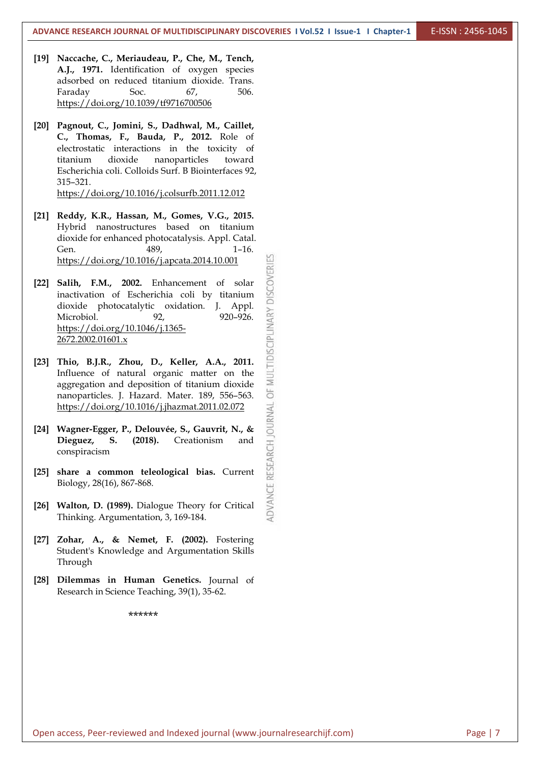[19] **Naccache, C., Meriaudeau, P., Che, M., Tench, A.J., 1971.** Identification of oxygen species adsorbed on reduced titanium dioxide. Trans. Faraday Soc. 67, 506. https://doi.org/10.1039/tf9716700506

[20] **Pagnout, C., Jomini, S., Dadhwal, M., Caillet, C., Thomas, F., Bauda, P., 2012.** Role of electrostatic interactions in the toxicity of titanium dioxide nanoparticles toward Escherichia coli. Colloids Surf. B Biointerfaces 92, 315–321. https://doi.org/10.1016/j.colsurfb.2011.12.012

[21] **Reddy, K.R., Hassan, M., Gomes, V.G., 2015.** Hybrid nanostructures based on titanium dioxide for enhanced photocatalysis. Appl. Catal. Gen. 489, 1–16. https://doi.org/10.1016/j.apcata.2014.10.001

[22] **Salih, F.M., 2002.** Enhancement of solar inactivation of Escherichia coli by titanium dioxide photocatalytic oxidation. J. Appl. Microbiol. 92, 920–926. https://doi.org/10.1046/j.1365-2672.2002.01601.x

[23] **Thio, B.J.R., Zhou, D., Keller, A.A., 2011.** Influence of natural organic matter on the aggregation and deposition of titanium dioxide nanoparticles. J. Hazard. Mater. 189, 556–563. https://doi.org/10.1016/j.jhazmat.2011.02.072

[24] **Wagner-Egger, P., Delouvée, S., Gauvrit, N., & Dieguez, S. (2018).** Creationism and conspiracism

[25] **share a common teleological bias.** Current Biology, 28(16), 867-868.

[26] **Walton, D. (1989).** Dialogue Theory for Critical Thinking. Argumentation, 3, 169-184.

[27] **Zohar, A., & Nemet, F. (2002).** Fostering Student's Knowledge and Argumentation Skills Through

[28] **Dilemmas in Human Genetics.** Journal of Research in Science Teaching, 39(1), 35-62.

******